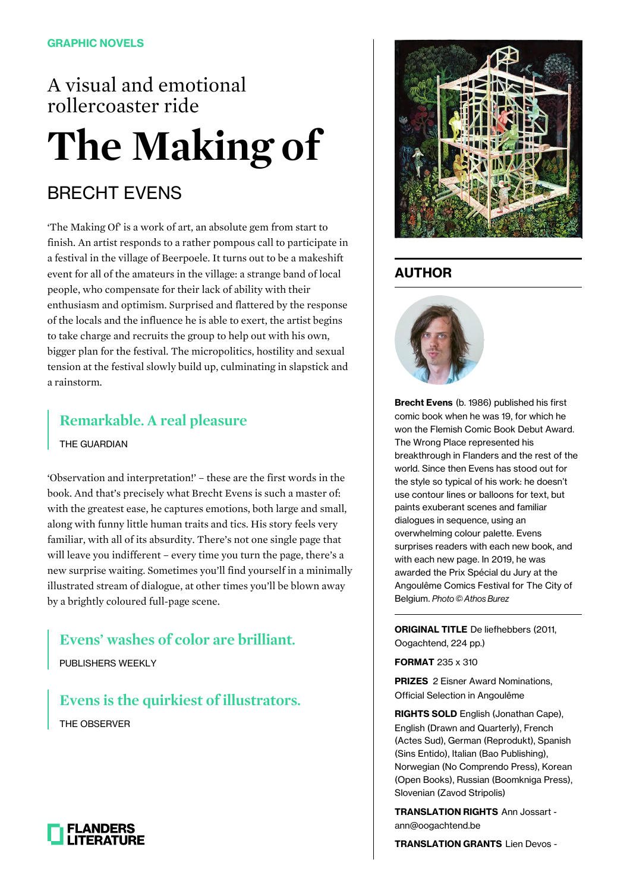GRAPHIC NOVELS

A visual and emotional rollercoaster ride

# The Making of

## BRECHT EVENS

'The Making Of' is a work of art, an absolute gem from start to finish. An artist responds to a rather pompous call to participate in a festival in the village of Beerpoele. It turns out to be a makeshift event for all of the amateurs in the village: a strange band of local people, who compensate for their lack of ability with their enthusiasm and optimism. Surprised and flattered by the response of the locals and the influence he is able to exert, the artist begins to take charge and recruits the group to help out with his own, bigger plan for the festival. The micropolitics, hostility and sexual tension at the festival slowly build up, culminating in slapstick and a rainstorm.

> **Remarkable. A real pleasure**
>
> THE GUARDIAN

'Observation and interpretation!' – these are the first words in the book. And that's precisely what Brecht Evens is such a master of: with the greatest ease, he captures emotions, both large and small, along with funny little human traits and tics. His story feels very familiar, with all of its absurdity. There's not one single page that will leave you indifferent – every time you turn the page, there's a new surprise waiting. Sometimes you'll find yourself in a minimally illustrated stream of dialogue, at other times you'll be blown away by a brightly coloured full-page scene.

> **Evens' washes of color are brilliant.**
>
> PUBLISHERS WEEKLY

> **Evens is the quirkiest of illustrators.**
>
> THE OBSERVER

FLANDERS LITERATURE

## AUTHOR

**Brecht Evens** (b. 1986) published his first comic book when he was 19, for which he won the Flemish Comic Book Debut Award. The Wrong Place represented his breakthrough in Flanders and the rest of the world. Since then Evens has stood out for the style so typical of his work: he doesn't use contour lines or balloons for text, but paints exuberant scenes and familiar dialogues in sequence, using an overwhelming colour palette. Evens surprises readers with each new book, and with each new page. In 2019, he was awarded the Prix Spécial du Jury at the Angoulême Comics Festival for The City of Belgium. *Photo © Athos Burez*

**ORIGINAL TITLE** De liefhebbers (2011, Oogachtend, 224 pp.)

**FORMAT** 235 x 310

**PRIZES** 2 Eisner Award Nominations, Official Selection in Angoulême

**RIGHTS SOLD** English (Jonathan Cape), English (Drawn and Quarterly), French (Actes Sud), German (Reprodukt), Spanish (Sins Entido), Italian (Bao Publishing), Norwegian (No Comprendo Press), Korean (Open Books), Russian (Boomkniga Press), Slovenian (Zavod Stripolis)

**TRANSLATION RIGHTS** Ann Jossart - ann@oogachtend.be

**TRANSLATION GRANTS** Lien Devos -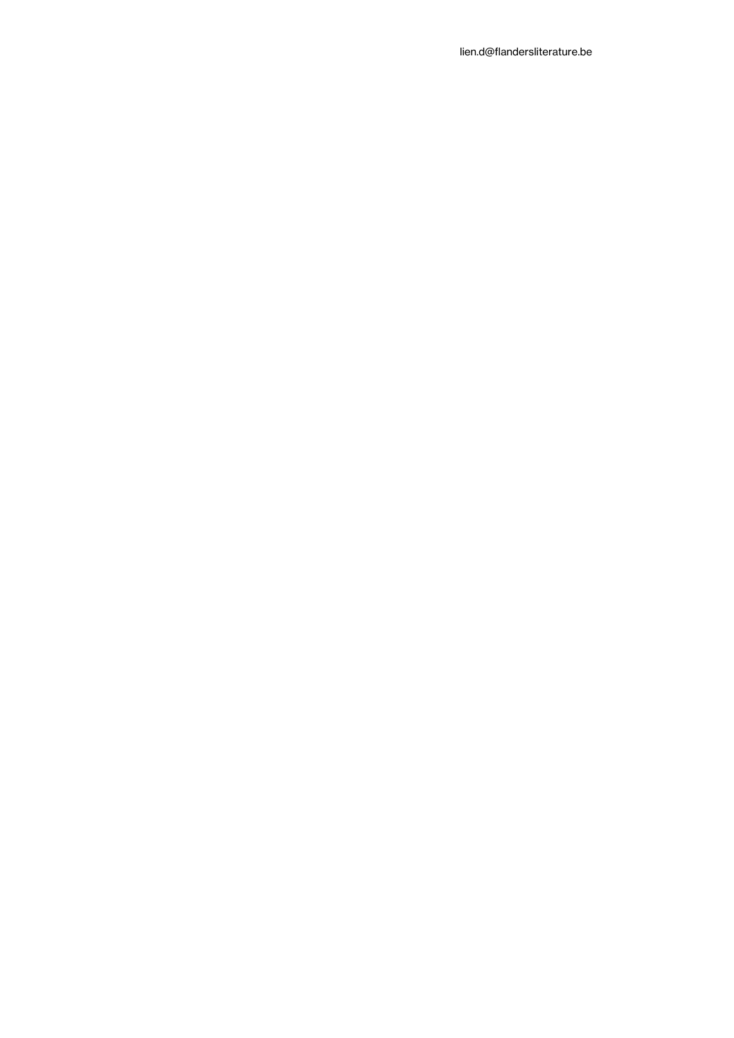lien.d@flandersliterature.be